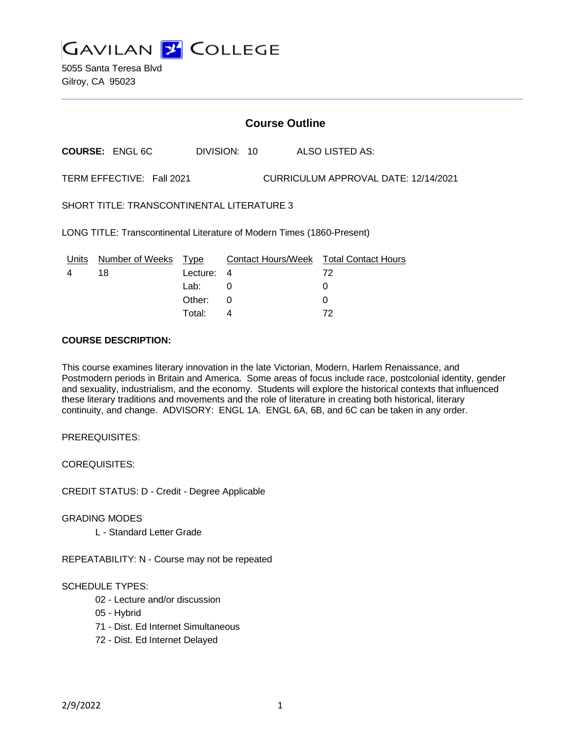# GAVILAN COLLEGE

5055 Santa Teresa Blvd
Gilroy, CA 95023

## Course Outline

**COURSE:** ENGL 6C DIVISION: 10 ALSO LISTED AS:

TERM EFFECTIVE: Fall 2021 CURRICULUM APPROVAL DATE: 12/14/2021

SHORT TITLE: TRANSCONTINENTAL LITERATURE 3

LONG TITLE: Transcontinental Literature of Modern Times (1860-Present)

| Units | Number of Weeks | Type | Contact Hours/Week | Total Contact Hours |
|---|---|---|---|---|
| 4 | 18 | Lecture: | 4 | 72 |
| | | Lab: | 0 | 0 |
| | | Other: | 0 | 0 |
| | | Total: | 4 | 72 |

**COURSE DESCRIPTION:**

This course examines literary innovation in the late Victorian, Modern, Harlem Renaissance, and Postmodern periods in Britain and America. Some areas of focus include race, postcolonial identity, gender and sexuality, industrialism, and the economy. Students will explore the historical contexts that influenced these literary traditions and movements and the role of literature in creating both historical, literary continuity, and change. ADVISORY: ENGL 1A. ENGL 6A, 6B, and 6C can be taken in any order.

PREREQUISITES:

COREQUISITES:

CREDIT STATUS: D - Credit - Degree Applicable

GRADING MODES

L - Standard Letter Grade

REPEATABILITY: N - Course may not be repeated

SCHEDULE TYPES:

02 - Lecture and/or discussion
05 - Hybrid
71 - Dist. Ed Internet Simultaneous
72 - Dist. Ed Internet Delayed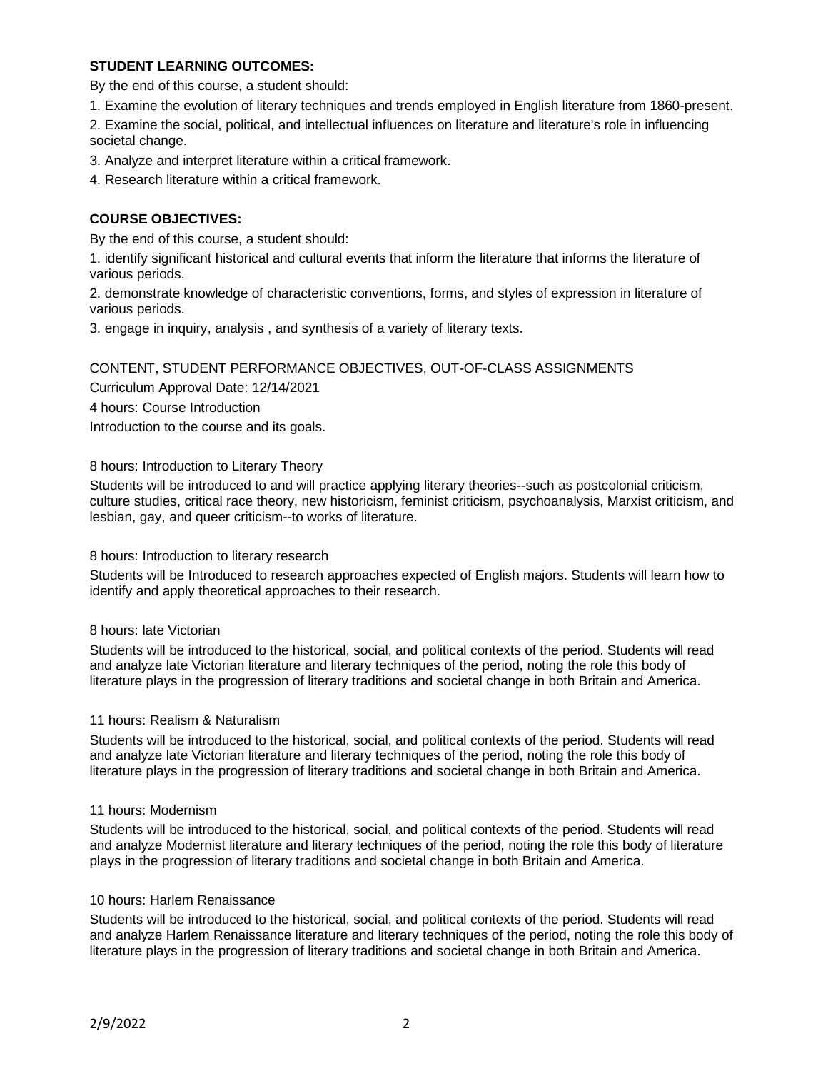**STUDENT LEARNING OUTCOMES:**

By the end of this course, a student should:

1. Examine the evolution of literary techniques and trends employed in English literature from 1860-present.
2. Examine the social, political, and intellectual influences on literature and literature's role in influencing societal change.
3. Analyze and interpret literature within a critical framework.
4. Research literature within a critical framework.

**COURSE OBJECTIVES:**

By the end of this course, a student should:

1. identify significant historical and cultural events that inform the literature that informs the literature of various periods.
2. demonstrate knowledge of characteristic conventions, forms, and styles of expression in literature of various periods.
3. engage in inquiry, analysis , and synthesis of a variety of literary texts.

CONTENT, STUDENT PERFORMANCE OBJECTIVES, OUT-OF-CLASS ASSIGNMENTS

Curriculum Approval Date: 12/14/2021

4 hours: Course Introduction

Introduction to the course and its goals.

8 hours: Introduction to Literary Theory

Students will be introduced to and will practice applying literary theories--such as postcolonial criticism, culture studies, critical race theory, new historicism, feminist criticism, psychoanalysis, Marxist criticism, and lesbian, gay, and queer criticism--to works of literature.

8 hours: Introduction to literary research

Students will be Introduced to research approaches expected of English majors. Students will learn how to identify and apply theoretical approaches to their research.

8 hours: late Victorian

Students will be introduced to the historical, social, and political contexts of the period. Students will read and analyze late Victorian literature and literary techniques of the period, noting the role this body of literature plays in the progression of literary traditions and societal change in both Britain and America.

11 hours: Realism & Naturalism

Students will be introduced to the historical, social, and political contexts of the period. Students will read and analyze late Victorian literature and literary techniques of the period, noting the role this body of literature plays in the progression of literary traditions and societal change in both Britain and America.

11 hours: Modernism

Students will be introduced to the historical, social, and political contexts of the period. Students will read and analyze Modernist literature and literary techniques of the period, noting the role this body of literature plays in the progression of literary traditions and societal change in both Britain and America.

10 hours: Harlem Renaissance

Students will be introduced to the historical, social, and political contexts of the period. Students will read and analyze Harlem Renaissance literature and literary techniques of the period, noting the role this body of literature plays in the progression of literary traditions and societal change in both Britain and America.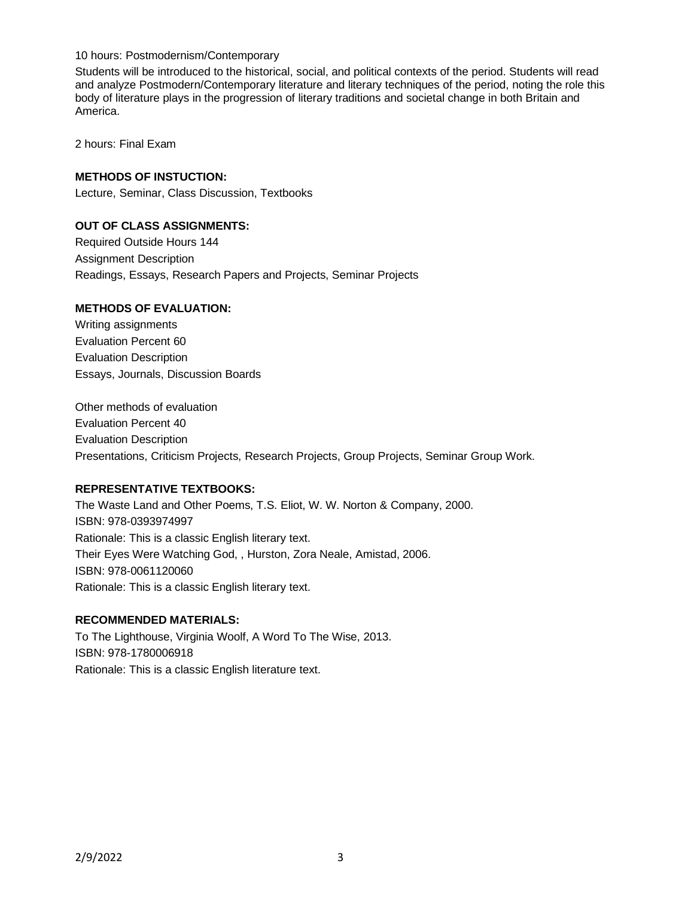10 hours: Postmodernism/Contemporary

Students will be introduced to the historical, social, and political contexts of the period. Students will read and analyze Postmodern/Contemporary literature and literary techniques of the period, noting the role this body of literature plays in the progression of literary traditions and societal change in both Britain and America.

2 hours: Final Exam

**METHODS OF INSTUCTION:**

Lecture, Seminar, Class Discussion, Textbooks

**OUT OF CLASS ASSIGNMENTS:**

Required Outside Hours 144

Assignment Description

Readings, Essays, Research Papers and Projects, Seminar Projects

**METHODS OF EVALUATION:**

Writing assignments

Evaluation Percent 60

Evaluation Description

Essays, Journals, Discussion Boards

Other methods of evaluation

Evaluation Percent 40

Evaluation Description

Presentations, Criticism Projects, Research Projects, Group Projects, Seminar Group Work.

**REPRESENTATIVE TEXTBOOKS:**

The Waste Land and Other Poems, T.S. Eliot, W. W. Norton & Company, 2000.

ISBN: 978-0393974997

Rationale: This is a classic English literary text.

Their Eyes Were Watching God, , Hurston, Zora Neale, Amistad, 2006.

ISBN: 978-0061120060

Rationale: This is a classic English literary text.

**RECOMMENDED MATERIALS:**

To The Lighthouse, Virginia Woolf, A Word To The Wise, 2013.

ISBN: 978-1780006918

Rationale: This is a classic English literature text.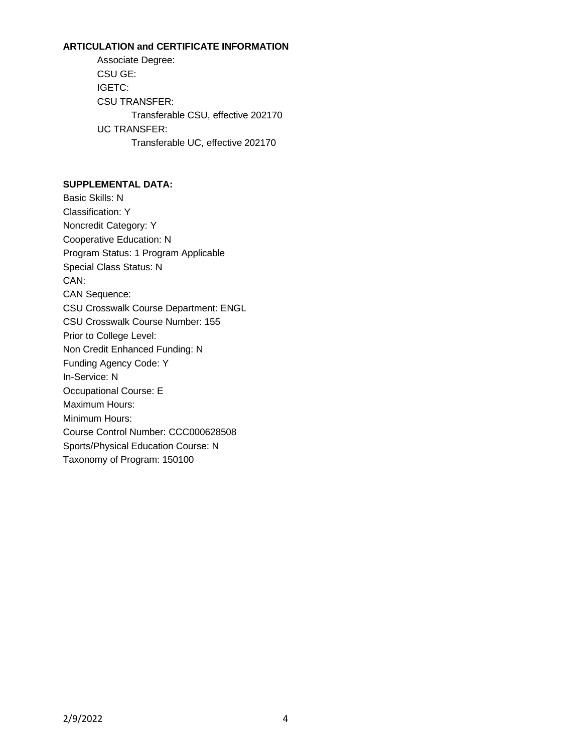**ARTICULATION and CERTIFICATE INFORMATION**

Associate Degree:
CSU GE:
IGETC:
CSU TRANSFER:
Transferable CSU, effective 202170
UC TRANSFER:
Transferable UC, effective 202170

**SUPPLEMENTAL DATA:**

Basic Skills: N
Classification: Y
Noncredit Category: Y
Cooperative Education: N
Program Status: 1 Program Applicable
Special Class Status: N
CAN:
CAN Sequence:
CSU Crosswalk Course Department: ENGL
CSU Crosswalk Course Number: 155
Prior to College Level:
Non Credit Enhanced Funding: N
Funding Agency Code: Y
In-Service: N
Occupational Course: E
Maximum Hours:
Minimum Hours:
Course Control Number: CCC000628508
Sports/Physical Education Course: N
Taxonomy of Program: 150100